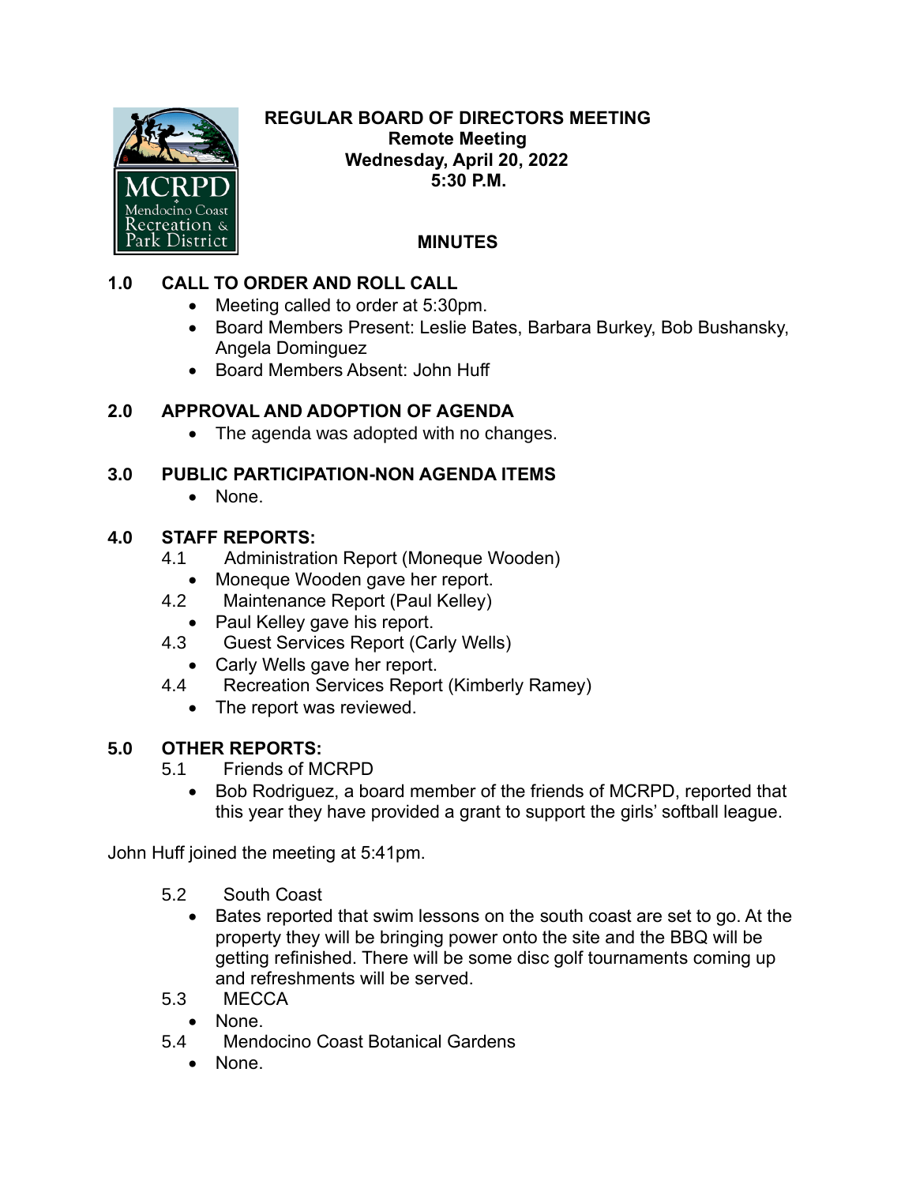**REGULAR BOARD OF DIRECTORS MEETING**
**Remote Meeting**
**Wednesday, April 20, 2022**
**5:30 P.M.**

**MINUTES**

## 1.0 CALL TO ORDER AND ROLL CALL

- Meeting called to order at 5:30pm.
- Board Members Present: Leslie Bates, Barbara Burkey, Bob Bushansky, Angela Dominguez
- Board Members Absent: John Huff

## 2.0 APPROVAL AND ADOPTION OF AGENDA

- The agenda was adopted with no changes.

## 3.0 PUBLIC PARTICIPATION-NON AGENDA ITEMS

- None.

## 4.0 STAFF REPORTS:

4.1 Administration Report (Moneque Wooden)

- Moneque Wooden gave her report.

4.2 Maintenance Report (Paul Kelley)

- Paul Kelley gave his report.

4.3 Guest Services Report (Carly Wells)

- Carly Wells gave her report.

4.4 Recreation Services Report (Kimberly Ramey)

- The report was reviewed.

## 5.0 OTHER REPORTS:

5.1 Friends of MCRPD

- Bob Rodriguez, a board member of the friends of MCRPD, reported that this year they have provided a grant to support the girls' softball league.

John Huff joined the meeting at 5:41pm.

5.2 South Coast

- Bates reported that swim lessons on the south coast are set to go. At the property they will be bringing power onto the site and the BBQ will be getting refinished. There will be some disc golf tournaments coming up and refreshments will be served.

5.3 MECCA

- None.

5.4 Mendocino Coast Botanical Gardens

- None.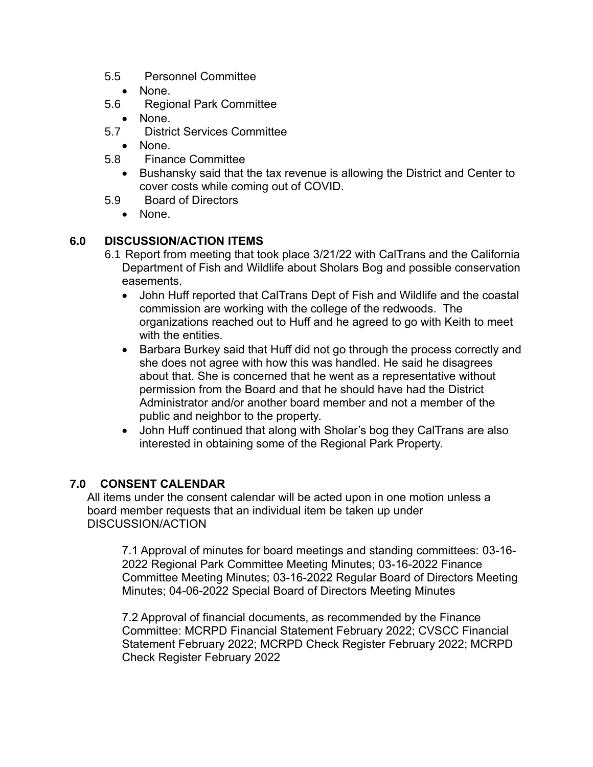5.5 Personnel Committee

- None.

5.6 Regional Park Committee

- None.

5.7 District Services Committee

- None.

5.8 Finance Committee

- Bushansky said that the tax revenue is allowing the District and Center to cover costs while coming out of COVID.

5.9 Board of Directors

- None.

## 6.0 DISCUSSION/ACTION ITEMS

6.1 Report from meeting that took place 3/21/22 with CalTrans and the California Department of Fish and Wildlife about Sholars Bog and possible conservation easements.

- John Huff reported that CalTrans Dept of Fish and Wildlife and the coastal commission are working with the college of the redwoods. The organizations reached out to Huff and he agreed to go with Keith to meet with the entities.
- Barbara Burkey said that Huff did not go through the process correctly and she does not agree with how this was handled. He said he disagrees about that. She is concerned that he went as a representative without permission from the Board and that he should have had the District Administrator and/or another board member and not a member of the public and neighbor to the property.
- John Huff continued that along with Sholar's bog they CalTrans are also interested in obtaining some of the Regional Park Property.

## 7.0 CONSENT CALENDAR

All items under the consent calendar will be acted upon in one motion unless a board member requests that an individual item be taken up under DISCUSSION/ACTION

7.1 Approval of minutes for board meetings and standing committees: 03-16-2022 Regional Park Committee Meeting Minutes; 03-16-2022 Finance Committee Meeting Minutes; 03-16-2022 Regular Board of Directors Meeting Minutes; 04-06-2022 Special Board of Directors Meeting Minutes

7.2 Approval of financial documents, as recommended by the Finance Committee: MCRPD Financial Statement February 2022; CVSCC Financial Statement February 2022; MCRPD Check Register February 2022; MCRPD Check Register February 2022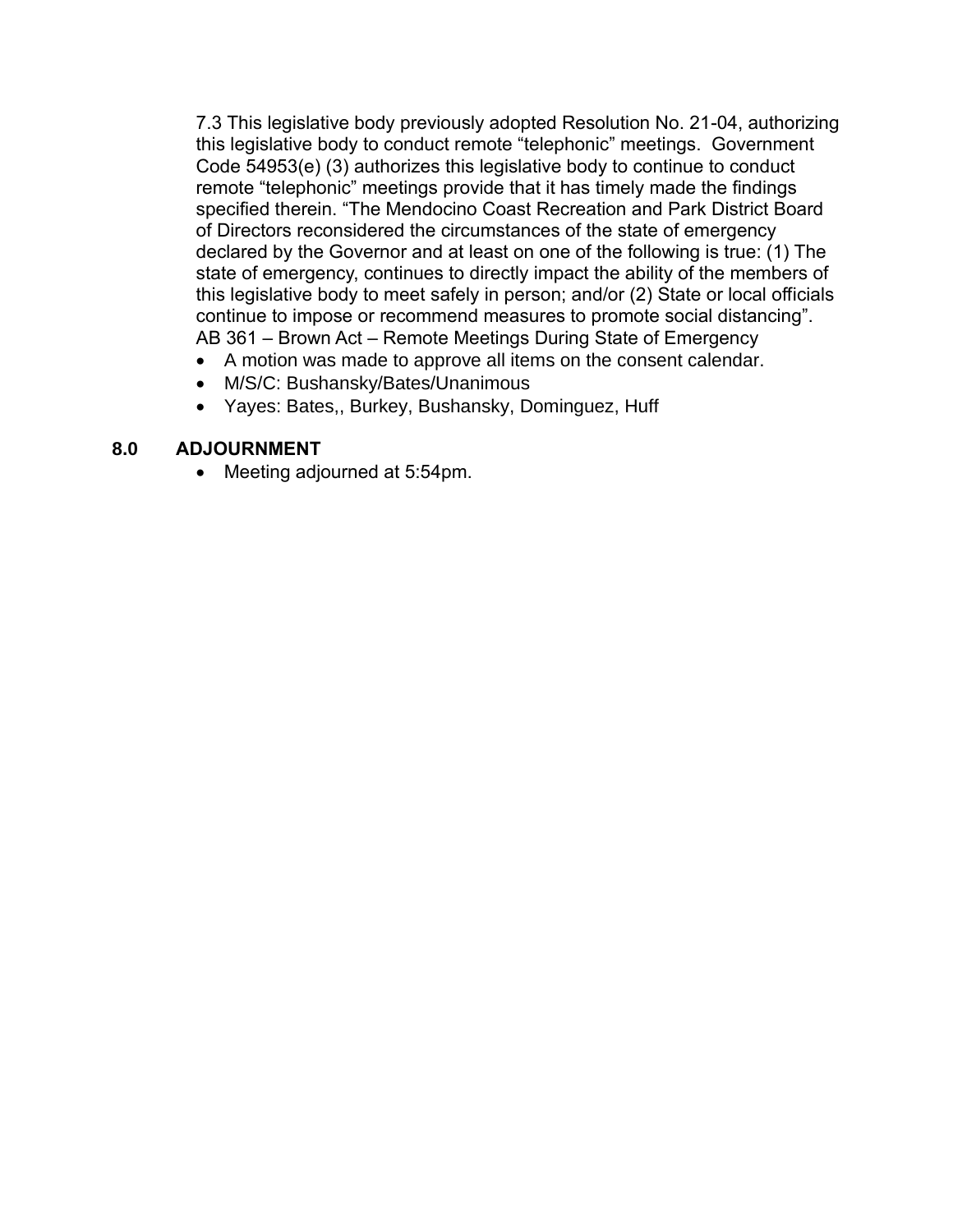7.3 This legislative body previously adopted Resolution No. 21-04, authorizing this legislative body to conduct remote "telephonic" meetings. Government Code 54953(e) (3) authorizes this legislative body to continue to conduct remote "telephonic" meetings provide that it has timely made the findings specified therein. "The Mendocino Coast Recreation and Park District Board of Directors reconsidered the circumstances of the state of emergency declared by the Governor and at least on one of the following is true: (1) The state of emergency, continues to directly impact the ability of the members of this legislative body to meet safely in person; and/or (2) State or local officials continue to impose or recommend measures to promote social distancing". AB 361 – Brown Act – Remote Meetings During State of Emergency

- A motion was made to approve all items on the consent calendar.
- M/S/C: Bushansky/Bates/Unanimous
- Yayes: Bates,, Burkey, Bushansky, Dominguez, Huff

## 8.0 ADJOURNMENT

- Meeting adjourned at 5:54pm.